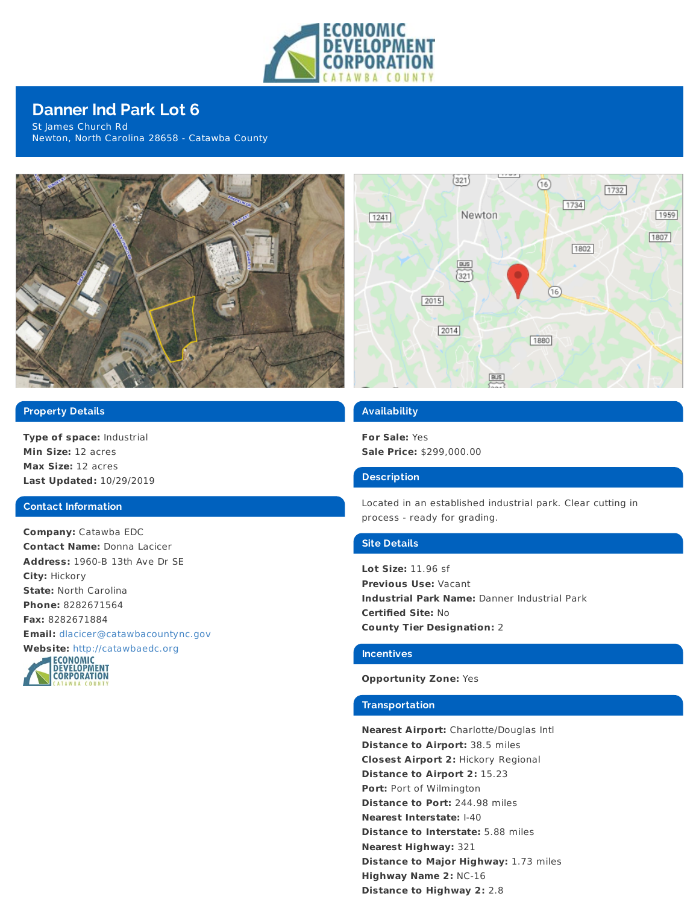# Danner Ind Park Lot 6

St James Church Rd
Newton, North Carolina 28658 - Catawba County

## Property Details

**Type of space:** Industrial
**Min Size:** 12 acres
**Max Size:** 12 acres
**Last Updated:** 10/29/2019

## Contact Information

**Company:** Catawba EDC
**Contact Name:** Donna Lacicer
**Address:** 1960-B 13th Ave Dr SE
**City:** Hickory
**State:** North Carolina
**Phone:** 8282671564
**Fax:** 8282671884
**Email:** dlacicer@catawbacountync.gov
**Website:** http://catawbaedc.org

## Availability

**For Sale:** Yes
**Sale Price:** $299,000.00

## Description

Located in an established industrial park. Clear cutting in process - ready for grading.

## Site Details

**Lot Size:** 11.96 sf
**Previous Use:** Vacant
**Industrial Park Name:** Danner Industrial Park
**Certified Site:** No
**County Tier Designation:** 2

## Incentives

**Opportunity Zone:** Yes

## Transportation

**Nearest Airport:** Charlotte/Douglas Intl
**Distance to Airport:** 38.5 miles
**Closest Airport 2:** Hickory Regional
**Distance to Airport 2:** 15.23
**Port:** Port of Wilmington
**Distance to Port:** 244.98 miles
**Nearest Interstate:** I-40
**Distance to Interstate:** 5.88 miles
**Nearest Highway:** 321
**Distance to Major Highway:** 1.73 miles
**Highway Name 2:** NC-16
**Distance to Highway 2:** 2.8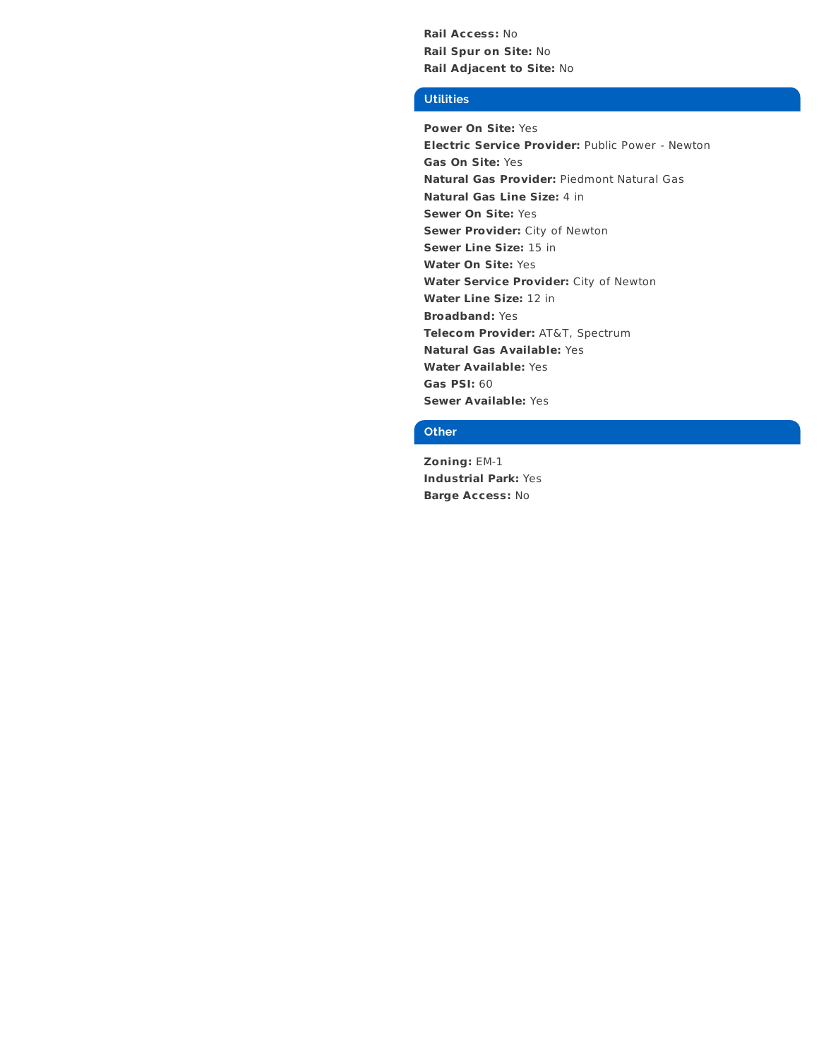**Rail Access:** No
**Rail Spur on Site:** No
**Rail Adjacent to Site:** No

## Utilities

**Power On Site:** Yes
**Electric Service Provider:** Public Power - Newton
**Gas On Site:** Yes
**Natural Gas Provider:** Piedmont Natural Gas
**Natural Gas Line Size:** 4 in
**Sewer On Site:** Yes
**Sewer Provider:** City of Newton
**Sewer Line Size:** 15 in
**Water On Site:** Yes
**Water Service Provider:** City of Newton
**Water Line Size:** 12 in
**Broadband:** Yes
**Telecom Provider:** AT&T, Spectrum
**Natural Gas Available:** Yes
**Water Available:** Yes
**Gas PSI:** 60
**Sewer Available:** Yes

## Other

**Zoning:** EM-1
**Industrial Park:** Yes
**Barge Access:** No